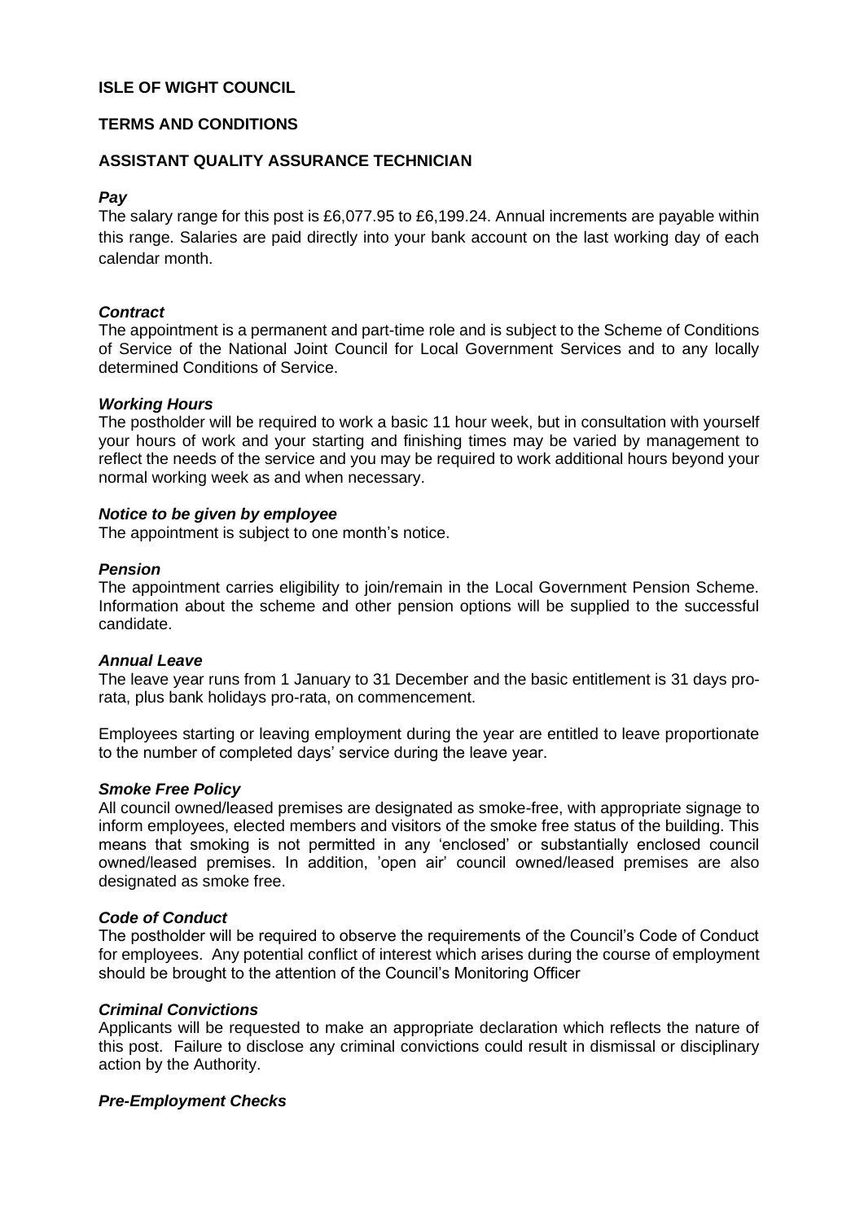**ISLE OF WIGHT COUNCIL**

**TERMS AND CONDITIONS**

**ASSISTANT QUALITY ASSURANCE TECHNICIAN**

***Pay***

The salary range for this post is £6,077.95 to £6,199.24. Annual increments are payable within this range. Salaries are paid directly into your bank account on the last working day of each calendar month.

***Contract***

The appointment is a permanent and part-time role and is subject to the Scheme of Conditions of Service of the National Joint Council for Local Government Services and to any locally determined Conditions of Service.

***Working Hours***

The postholder will be required to work a basic 11 hour week, but in consultation with yourself your hours of work and your starting and finishing times may be varied by management to reflect the needs of the service and you may be required to work additional hours beyond your normal working week as and when necessary.

***Notice to be given by employee***

The appointment is subject to one month's notice.

***Pension***

The appointment carries eligibility to join/remain in the Local Government Pension Scheme. Information about the scheme and other pension options will be supplied to the successful candidate.

***Annual Leave***

The leave year runs from 1 January to 31 December and the basic entitlement is 31 days pro-rata, plus bank holidays pro-rata, on commencement.

Employees starting or leaving employment during the year are entitled to leave proportionate to the number of completed days' service during the leave year.

***Smoke Free Policy***

All council owned/leased premises are designated as smoke-free, with appropriate signage to inform employees, elected members and visitors of the smoke free status of the building. This means that smoking is not permitted in any 'enclosed' or substantially enclosed council owned/leased premises. In addition, 'open air' council owned/leased premises are also designated as smoke free.

***Code of Conduct***

The postholder will be required to observe the requirements of the Council's Code of Conduct for employees. Any potential conflict of interest which arises during the course of employment should be brought to the attention of the Council's Monitoring Officer

***Criminal Convictions***

Applicants will be requested to make an appropriate declaration which reflects the nature of this post. Failure to disclose any criminal convictions could result in dismissal or disciplinary action by the Authority.

***Pre-Employment Checks***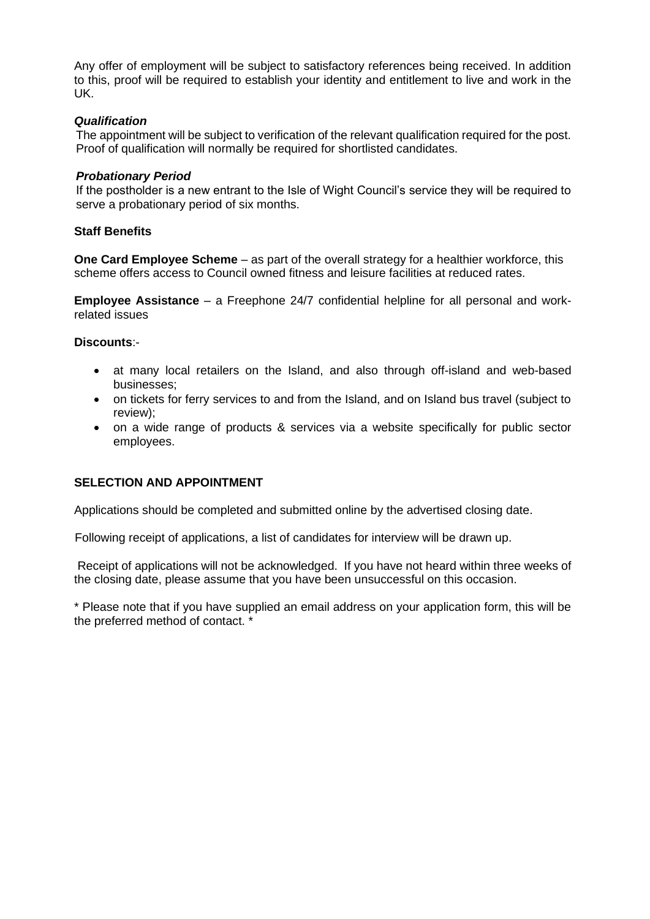Any offer of employment will be subject to satisfactory references being received. In addition to this, proof will be required to establish your identity and entitlement to live and work in the UK.

***Qualification***

The appointment will be subject to verification of the relevant qualification required for the post. Proof of qualification will normally be required for shortlisted candidates.

***Probationary Period***

If the postholder is a new entrant to the Isle of Wight Council's service they will be required to serve a probationary period of six months.

**Staff Benefits**

**One Card Employee Scheme** – as part of the overall strategy for a healthier workforce, this scheme offers access to Council owned fitness and leisure facilities at reduced rates.

**Employee Assistance** – a Freephone 24/7 confidential helpline for all personal and work-related issues

**Discounts**:-

- at many local retailers on the Island, and also through off-island and web-based businesses;
- on tickets for ferry services to and from the Island, and on Island bus travel (subject to review);
- on a wide range of products & services via a website specifically for public sector employees.

**SELECTION AND APPOINTMENT**

Applications should be completed and submitted online by the advertised closing date.

Following receipt of applications, a list of candidates for interview will be drawn up.

Receipt of applications will not be acknowledged. If you have not heard within three weeks of the closing date, please assume that you have been unsuccessful on this occasion.

* Please note that if you have supplied an email address on your application form, this will be the preferred method of contact. *